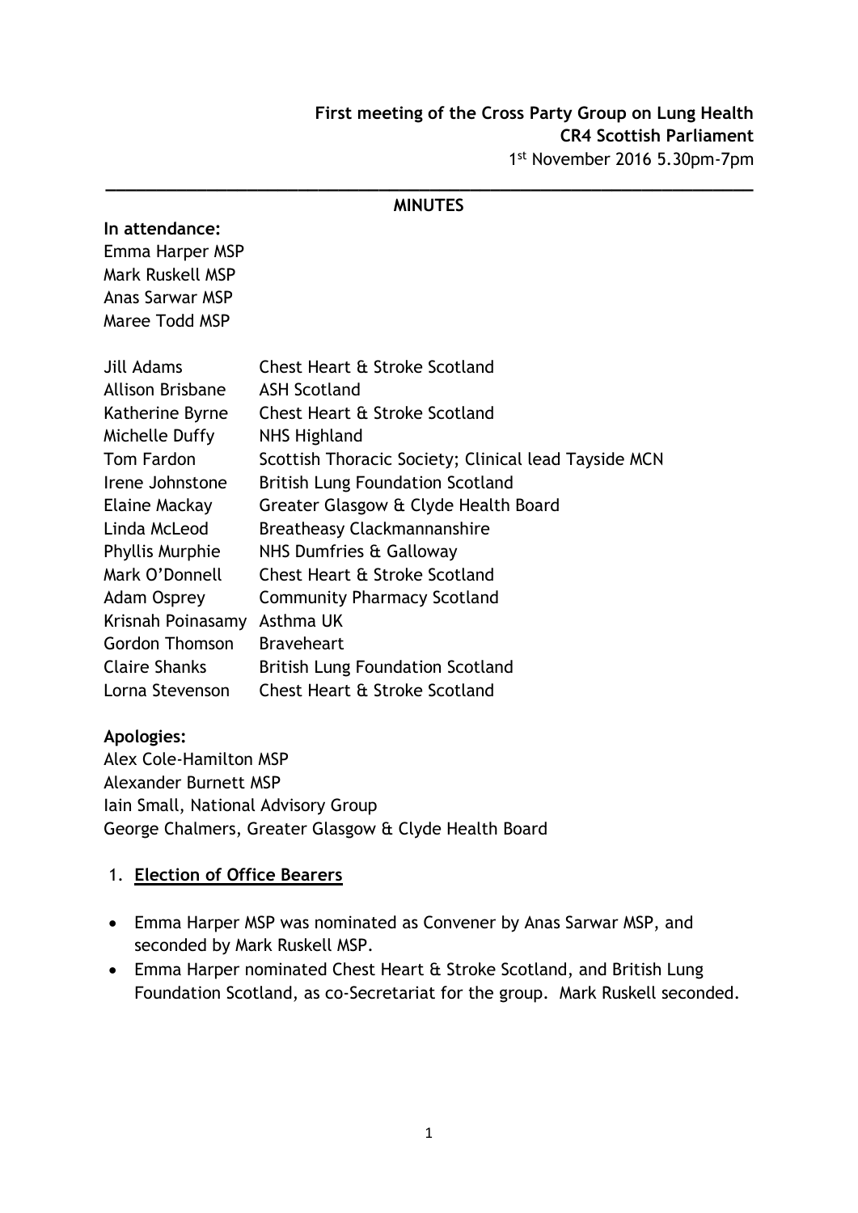**First meeting of the Cross Party Group on Lung Health**
**CR4 Scottish Parliament**
1st November 2016 5.30pm-7pm

---

## MINUTES

**In attendance:**

Emma Harper MSP
Mark Ruskell MSP
Anas Sarwar MSP
Maree Todd MSP

| | |
|---|---|
| Jill Adams | Chest Heart & Stroke Scotland |
| Allison Brisbane | ASH Scotland |
| Katherine Byrne | Chest Heart & Stroke Scotland |
| Michelle Duffy | NHS Highland |
| Tom Fardon | Scottish Thoracic Society; Clinical lead Tayside MCN |
| Irene Johnstone | British Lung Foundation Scotland |
| Elaine Mackay | Greater Glasgow & Clyde Health Board |
| Linda McLeod | Breatheasy Clackmannanshire |
| Phyllis Murphie | NHS Dumfries & Galloway |
| Mark O'Donnell | Chest Heart & Stroke Scotland |
| Adam Osprey | Community Pharmacy Scotland |
| Krisnah Poinasamy | Asthma UK |
| Gordon Thomson | Braveheart |
| Claire Shanks | British Lung Foundation Scotland |
| Lorna Stevenson | Chest Heart & Stroke Scotland |

**Apologies:**

Alex Cole-Hamilton MSP
Alexander Burnett MSP
Iain Small, National Advisory Group
George Chalmers, Greater Glasgow & Clyde Health Board

1. **Election of Office Bearers**

- Emma Harper MSP was nominated as Convener by Anas Sarwar MSP, and seconded by Mark Ruskell MSP.
- Emma Harper nominated Chest Heart & Stroke Scotland, and British Lung Foundation Scotland, as co-Secretariat for the group. Mark Ruskell seconded.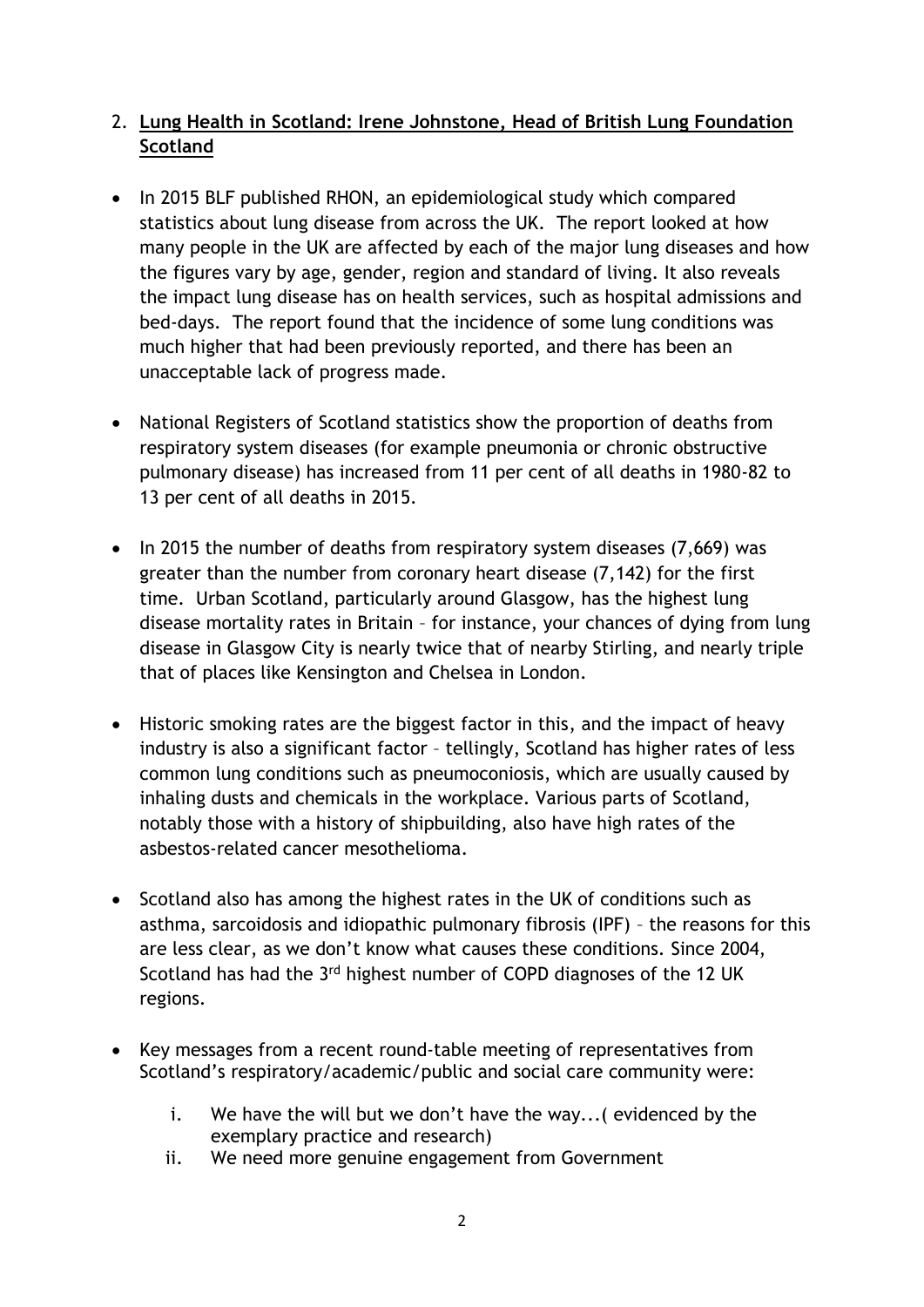2. **Lung Health in Scotland: Irene Johnstone, Head of British Lung Foundation Scotland**

- In 2015 BLF published RHON, an epidemiological study which compared statistics about lung disease from across the UK. The report looked at how many people in the UK are affected by each of the major lung diseases and how the figures vary by age, gender, region and standard of living. It also reveals the impact lung disease has on health services, such as hospital admissions and bed-days. The report found that the incidence of some lung conditions was much higher that had been previously reported, and there has been an unacceptable lack of progress made.

- National Registers of Scotland statistics show the proportion of deaths from respiratory system diseases (for example pneumonia or chronic obstructive pulmonary disease) has increased from 11 per cent of all deaths in 1980-82 to 13 per cent of all deaths in 2015.

- In 2015 the number of deaths from respiratory system diseases (7,669) was greater than the number from coronary heart disease (7,142) for the first time. Urban Scotland, particularly around Glasgow, has the highest lung disease mortality rates in Britain – for instance, your chances of dying from lung disease in Glasgow City is nearly twice that of nearby Stirling, and nearly triple that of places like Kensington and Chelsea in London.

- Historic smoking rates are the biggest factor in this, and the impact of heavy industry is also a significant factor – tellingly, Scotland has higher rates of less common lung conditions such as pneumoconiosis, which are usually caused by inhaling dusts and chemicals in the workplace. Various parts of Scotland, notably those with a history of shipbuilding, also have high rates of the asbestos-related cancer mesothelioma.

- Scotland also has among the highest rates in the UK of conditions such as asthma, sarcoidosis and idiopathic pulmonary fibrosis (IPF) – the reasons for this are less clear, as we don't know what causes these conditions. Since 2004, Scotland has had the 3rd highest number of COPD diagnoses of the 12 UK regions.

- Key messages from a recent round-table meeting of representatives from Scotland's respiratory/academic/public and social care community were:

    i. We have the will but we don't have the way...( evidenced by the exemplary practice and research)
    ii. We need more genuine engagement from Government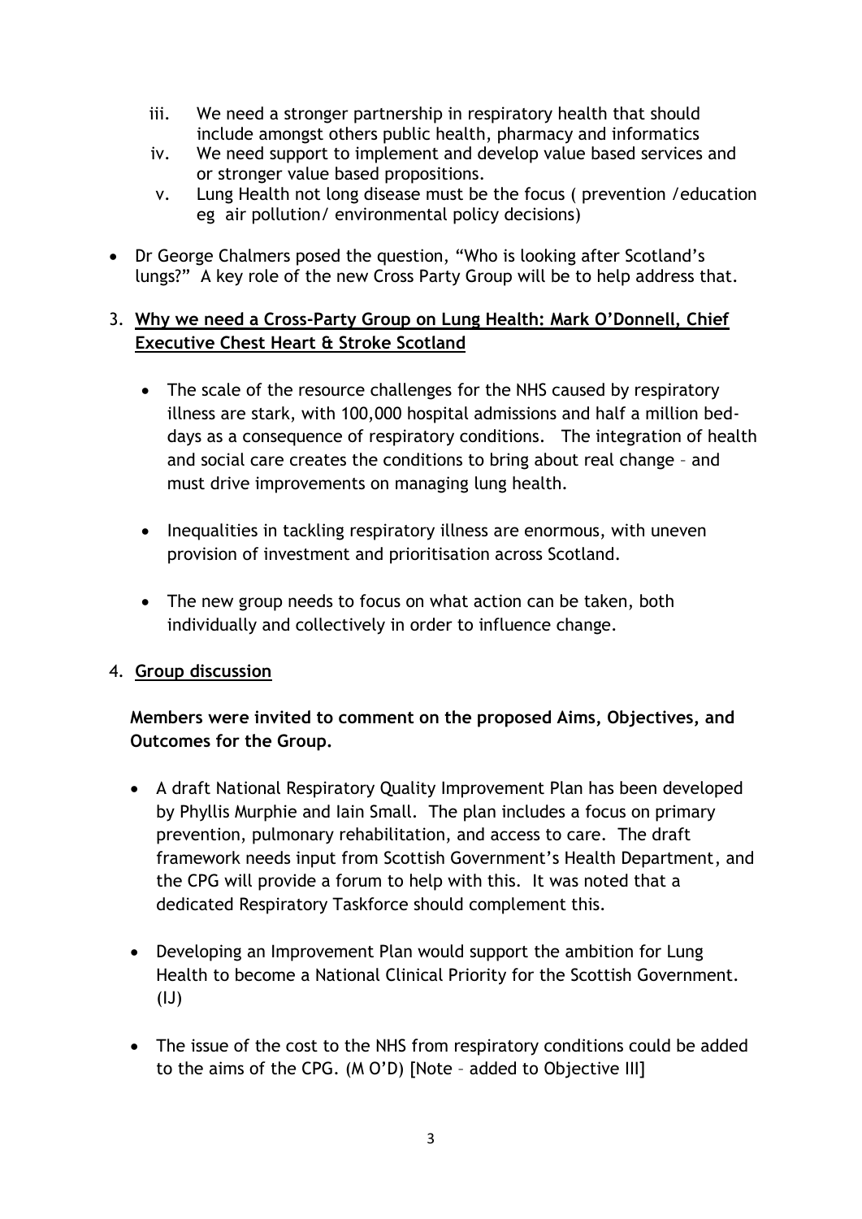iii. We need a stronger partnership in respiratory health that should include amongst others public health, pharmacy and informatics
iv. We need support to implement and develop value based services and or stronger value based propositions.
v. Lung Health not long disease must be the focus ( prevention /education eg air pollution/ environmental policy decisions)

- Dr George Chalmers posed the question, "Who is looking after Scotland's lungs?" A key role of the new Cross Party Group will be to help address that.

3. **Why we need a Cross-Party Group on Lung Health: Mark O'Donnell, Chief Executive Chest Heart & Stroke Scotland**

    - The scale of the resource challenges for the NHS caused by respiratory illness are stark, with 100,000 hospital admissions and half a million bed-days as a consequence of respiratory conditions. The integration of health and social care creates the conditions to bring about real change – and must drive improvements on managing lung health.

    - Inequalities in tackling respiratory illness are enormous, with uneven provision of investment and prioritisation across Scotland.

    - The new group needs to focus on what action can be taken, both individually and collectively in order to influence change.

4. **Group discussion**

    **Members were invited to comment on the proposed Aims, Objectives, and Outcomes for the Group.**

    - A draft National Respiratory Quality Improvement Plan has been developed by Phyllis Murphie and Iain Small. The plan includes a focus on primary prevention, pulmonary rehabilitation, and access to care. The draft framework needs input from Scottish Government's Health Department, and the CPG will provide a forum to help with this. It was noted that a dedicated Respiratory Taskforce should complement this.

    - Developing an Improvement Plan would support the ambition for Lung Health to become a National Clinical Priority for the Scottish Government. (IJ)

    - The issue of the cost to the NHS from respiratory conditions could be added to the aims of the CPG. (M O'D) [Note – added to Objective III]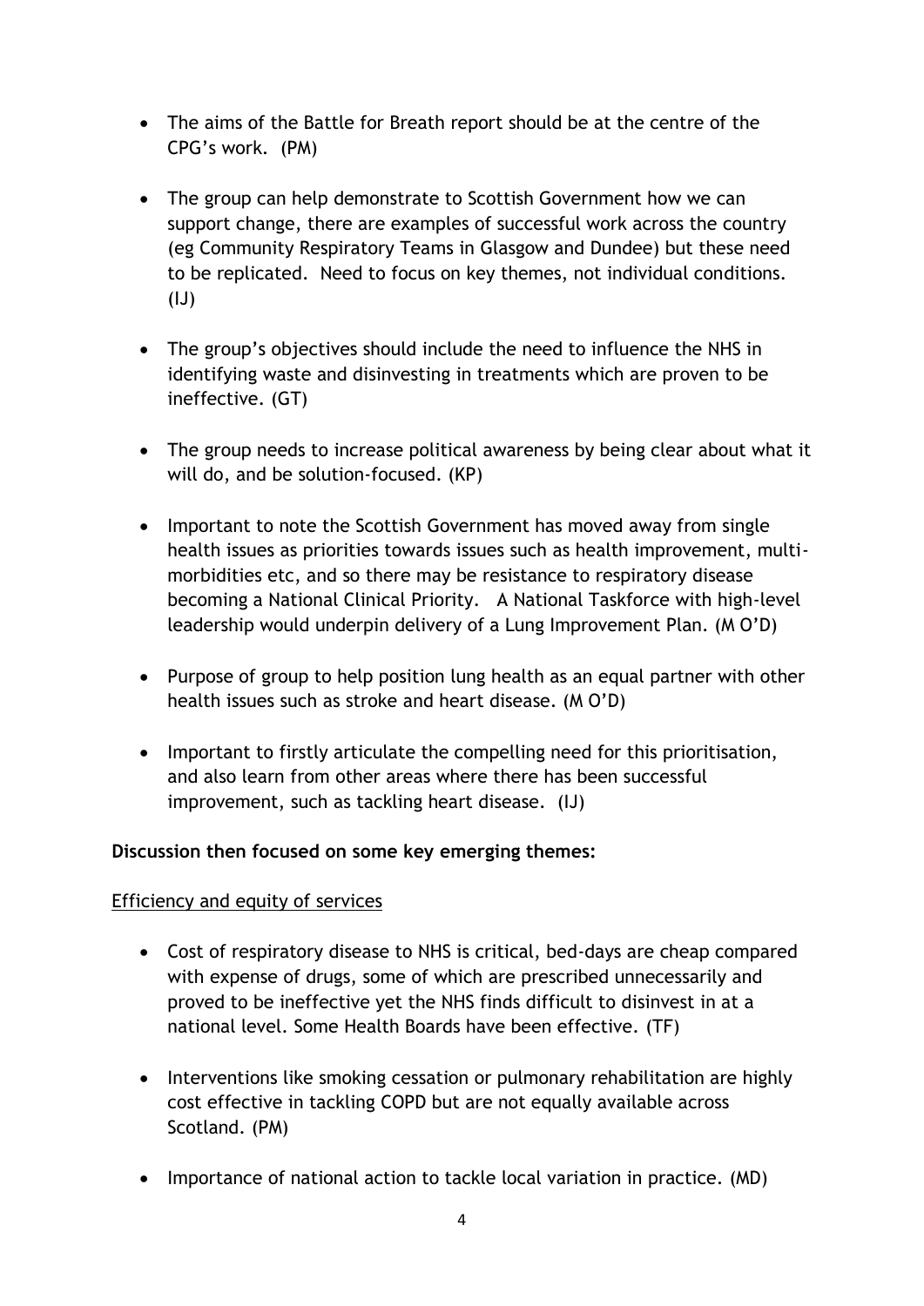- The aims of the Battle for Breath report should be at the centre of the CPG's work. (PM)

- The group can help demonstrate to Scottish Government how we can support change, there are examples of successful work across the country (eg Community Respiratory Teams in Glasgow and Dundee) but these need to be replicated. Need to focus on key themes, not individual conditions. (IJ)

- The group's objectives should include the need to influence the NHS in identifying waste and disinvesting in treatments which are proven to be ineffective. (GT)

- The group needs to increase political awareness by being clear about what it will do, and be solution-focused. (KP)

- Important to note the Scottish Government has moved away from single health issues as priorities towards issues such as health improvement, multi-morbidities etc, and so there may be resistance to respiratory disease becoming a National Clinical Priority. A National Taskforce with high-level leadership would underpin delivery of a Lung Improvement Plan. (M O'D)

- Purpose of group to help position lung health as an equal partner with other health issues such as stroke and heart disease. (M O'D)

- Important to firstly articulate the compelling need for this prioritisation, and also learn from other areas where there has been successful improvement, such as tackling heart disease. (IJ)

**Discussion then focused on some key emerging themes:**

<u>Efficiency and equity of services</u>

- Cost of respiratory disease to NHS is critical, bed-days are cheap compared with expense of drugs, some of which are prescribed unnecessarily and proved to be ineffective yet the NHS finds difficult to disinvest in at a national level. Some Health Boards have been effective. (TF)

- Interventions like smoking cessation or pulmonary rehabilitation are highly cost effective in tackling COPD but are not equally available across Scotland. (PM)

- Importance of national action to tackle local variation in practice. (MD)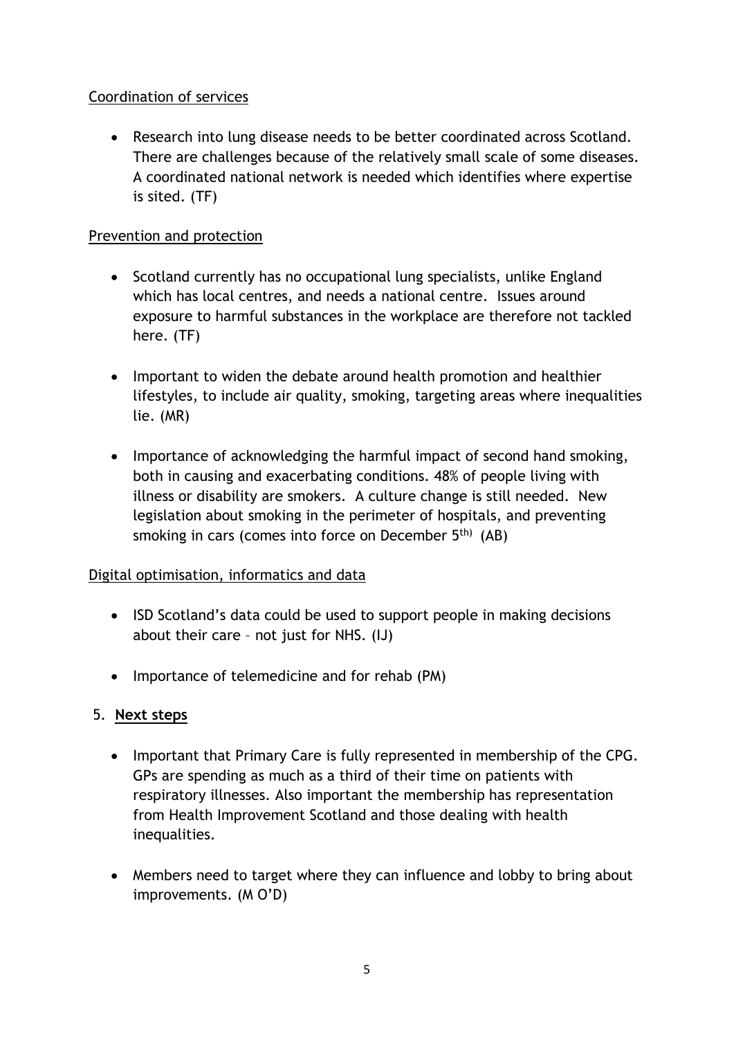Coordination of services

- Research into lung disease needs to be better coordinated across Scotland. There are challenges because of the relatively small scale of some diseases. A coordinated national network is needed which identifies where expertise is sited. (TF)

Prevention and protection

- Scotland currently has no occupational lung specialists, unlike England which has local centres, and needs a national centre. Issues around exposure to harmful substances in the workplace are therefore not tackled here. (TF)

- Important to widen the debate around health promotion and healthier lifestyles, to include air quality, smoking, targeting areas where inequalities lie. (MR)

- Importance of acknowledging the harmful impact of second hand smoking, both in causing and exacerbating conditions. 48% of people living with illness or disability are smokers. A culture change is still needed. New legislation about smoking in the perimeter of hospitals, and preventing smoking in cars (comes into force on December 5th) (AB)

Digital optimisation, informatics and data

- ISD Scotland's data could be used to support people in making decisions about their care – not just for NHS. (IJ)

- Importance of telemedicine and for rehab (PM)

## 5. **Next steps**

- Important that Primary Care is fully represented in membership of the CPG. GPs are spending as much as a third of their time on patients with respiratory illnesses. Also important the membership has representation from Health Improvement Scotland and those dealing with health inequalities.

- Members need to target where they can influence and lobby to bring about improvements. (M O'D)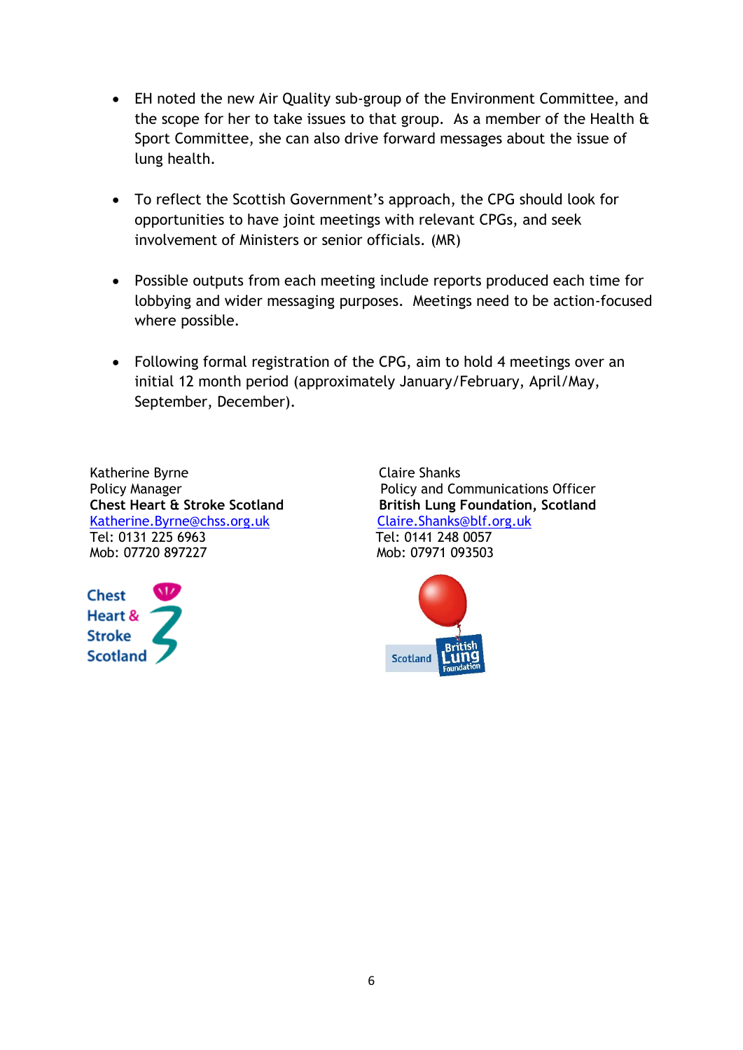- EH noted the new Air Quality sub-group of the Environment Committee, and the scope for her to take issues to that group. As a member of the Health & Sport Committee, she can also drive forward messages about the issue of lung health.

- To reflect the Scottish Government's approach, the CPG should look for opportunities to have joint meetings with relevant CPGs, and seek involvement of Ministers or senior officials. (MR)

- Possible outputs from each meeting include reports produced each time for lobbying and wider messaging purposes. Meetings need to be action-focused where possible.

- Following formal registration of the CPG, aim to hold 4 meetings over an initial 12 month period (approximately January/February, April/May, September, December).

Katherine Byrne
Policy Manager
**Chest Heart & Stroke Scotland**
Katherine.Byrne@chss.org.uk
Tel: 0131 225 6963
Mob: 07720 897227

Claire Shanks
Policy and Communications Officer
**British Lung Foundation, Scotland**
Claire.Shanks@blf.org.uk
Tel: 0141 248 0057
Mob: 07971 093503